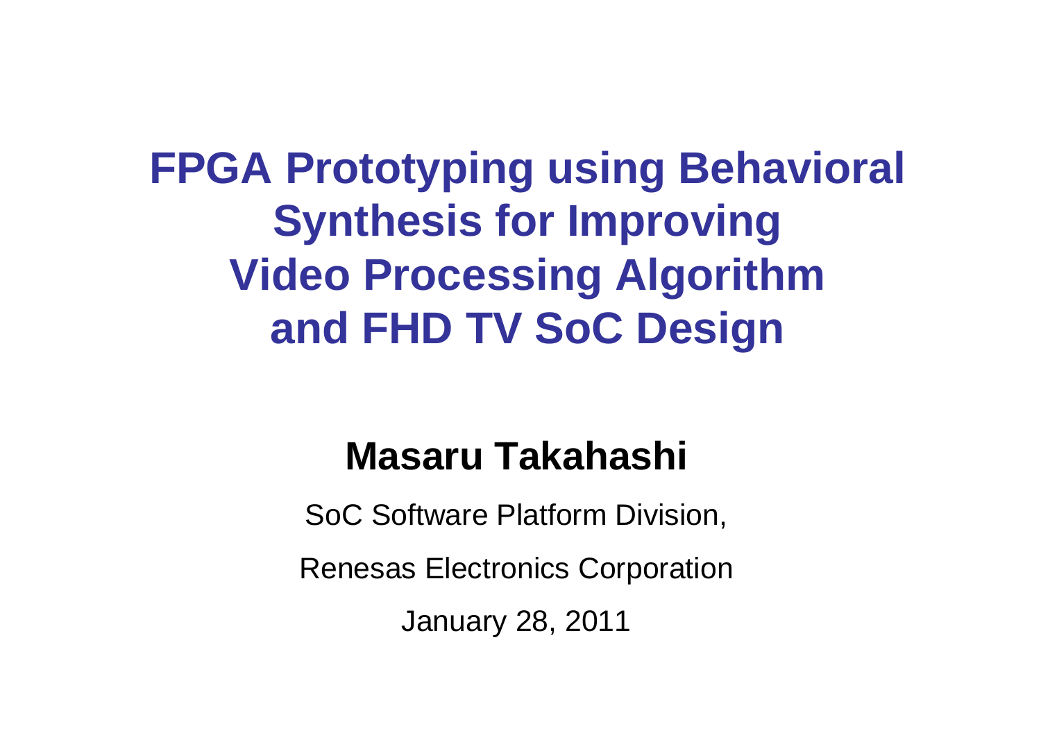# FPGA Prototyping using Behavioral Synthesis for Improving Video Processing Algorithm and FHD TV SoC Design

**Masaru Takahashi**

SoC Software Platform Division,

Renesas Electronics Corporation

January 28, 2011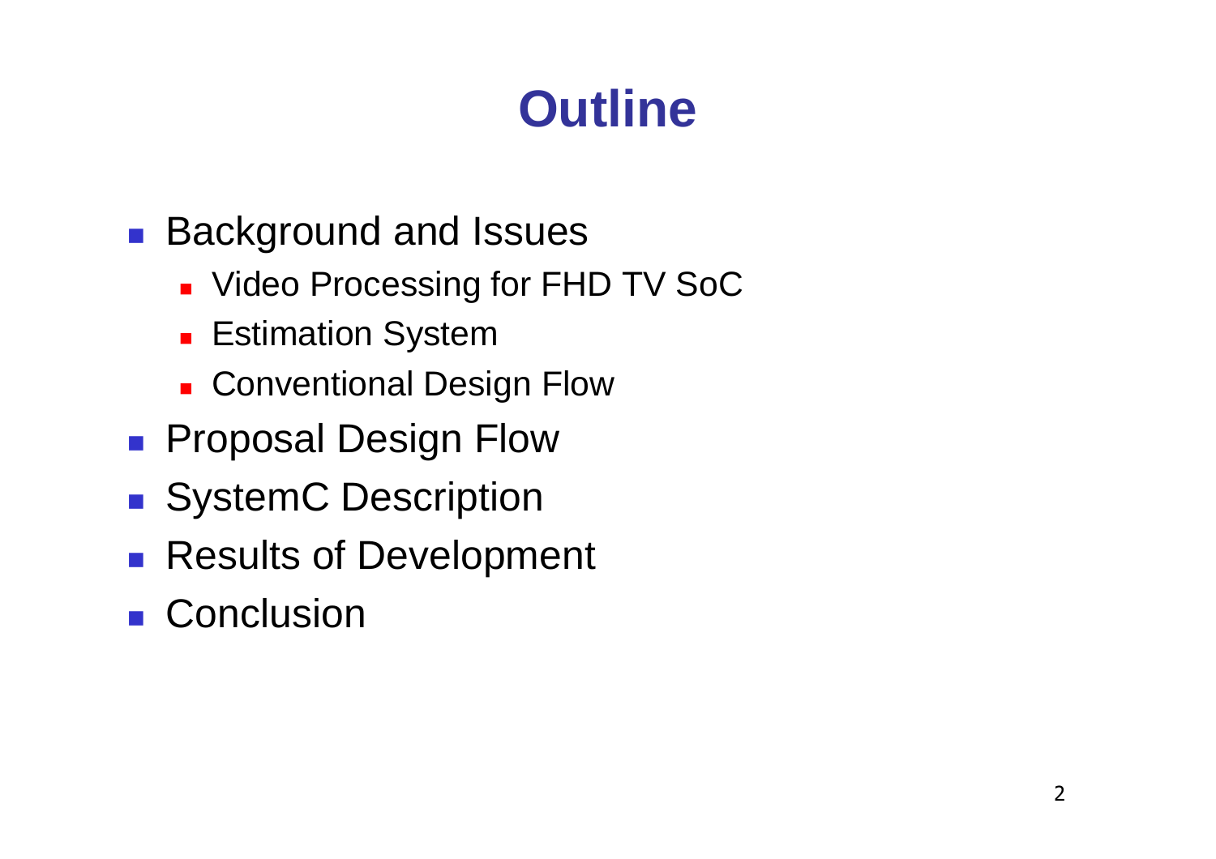# Outline

- Background and Issues
  - Video Processing for FHD TV SoC
  - Estimation System
  - Conventional Design Flow
- Proposal Design Flow
- SystemC Description
- Results of Development
- Conclusion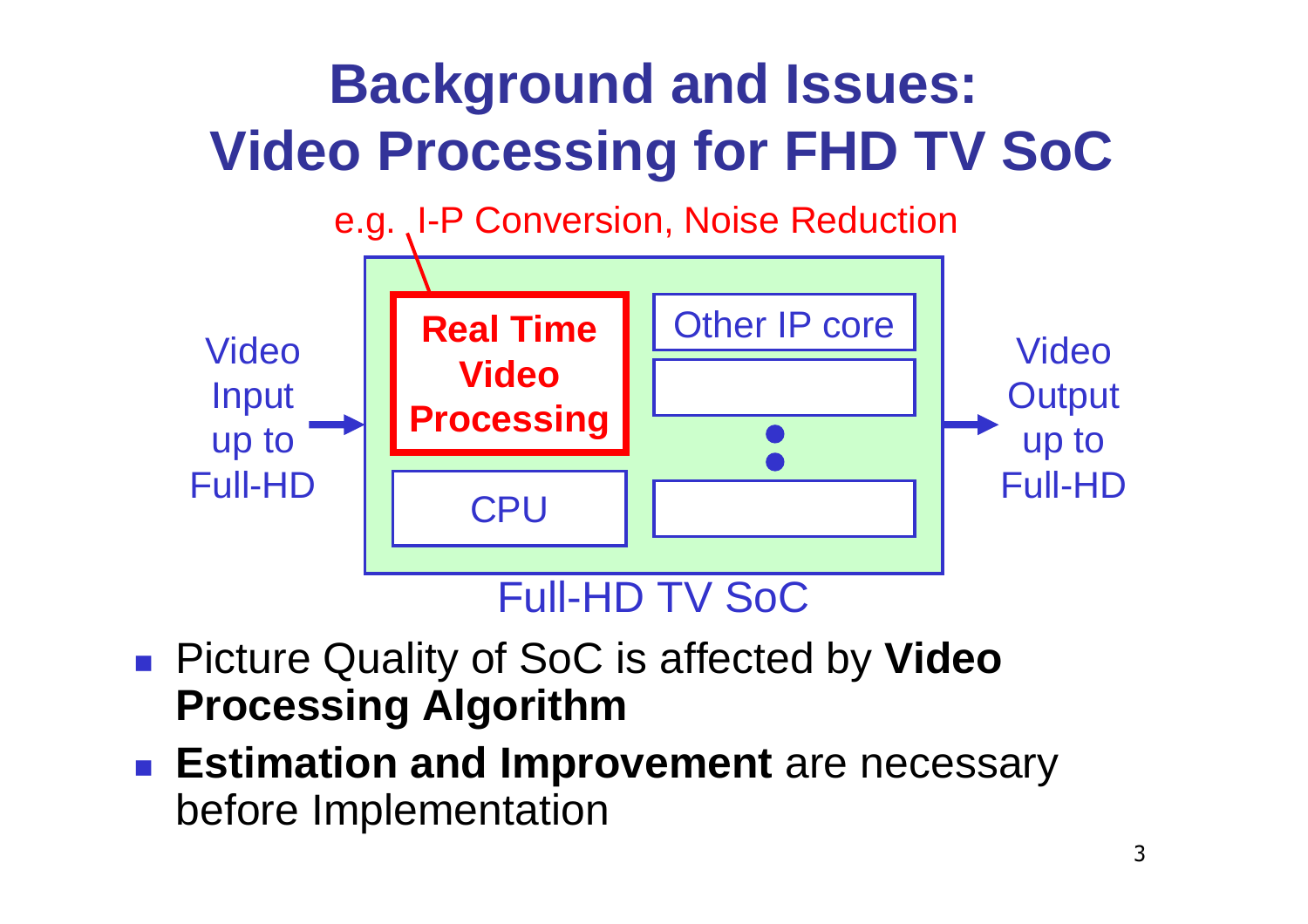# Background and Issues: Video Processing for FHD TV SoC

e.g. I-P Conversion, Noise Reduction

Video Input up to Full-HD → **Real Time Video Processing** | Other IP core | CPU → Video Output up to Full-HD

Full-HD TV SoC

- Picture Quality of SoC is affected by **Video Processing Algorithm**
- **Estimation and Improvement** are necessary before Implementation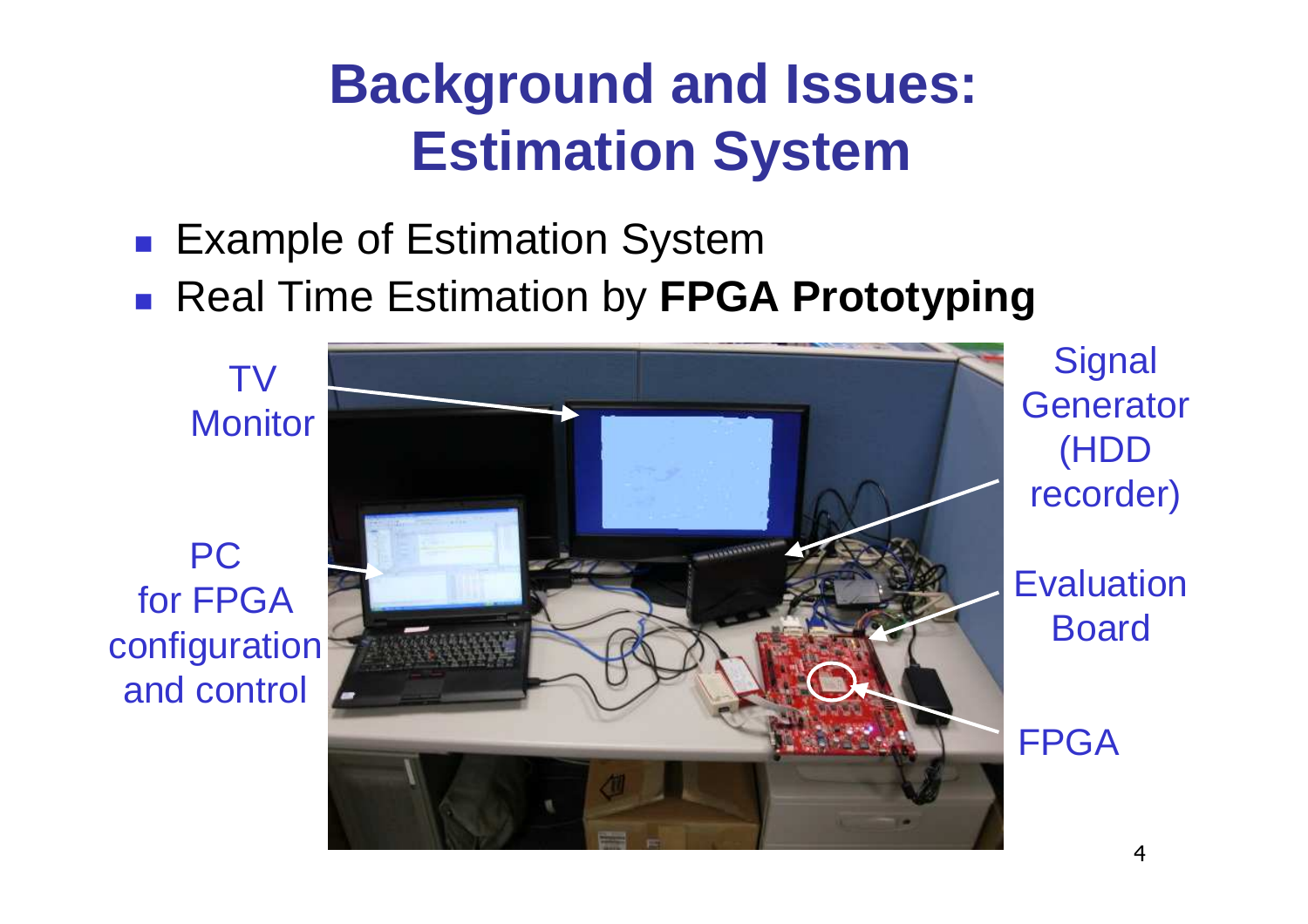# Background and Issues: Estimation System

- Example of Estimation System
- Real Time Estimation by **FPGA Prototyping**

TV Monitor

PC for FPGA configuration and control

Signal Generator (HDD recorder)

Evaluation Board

FPGA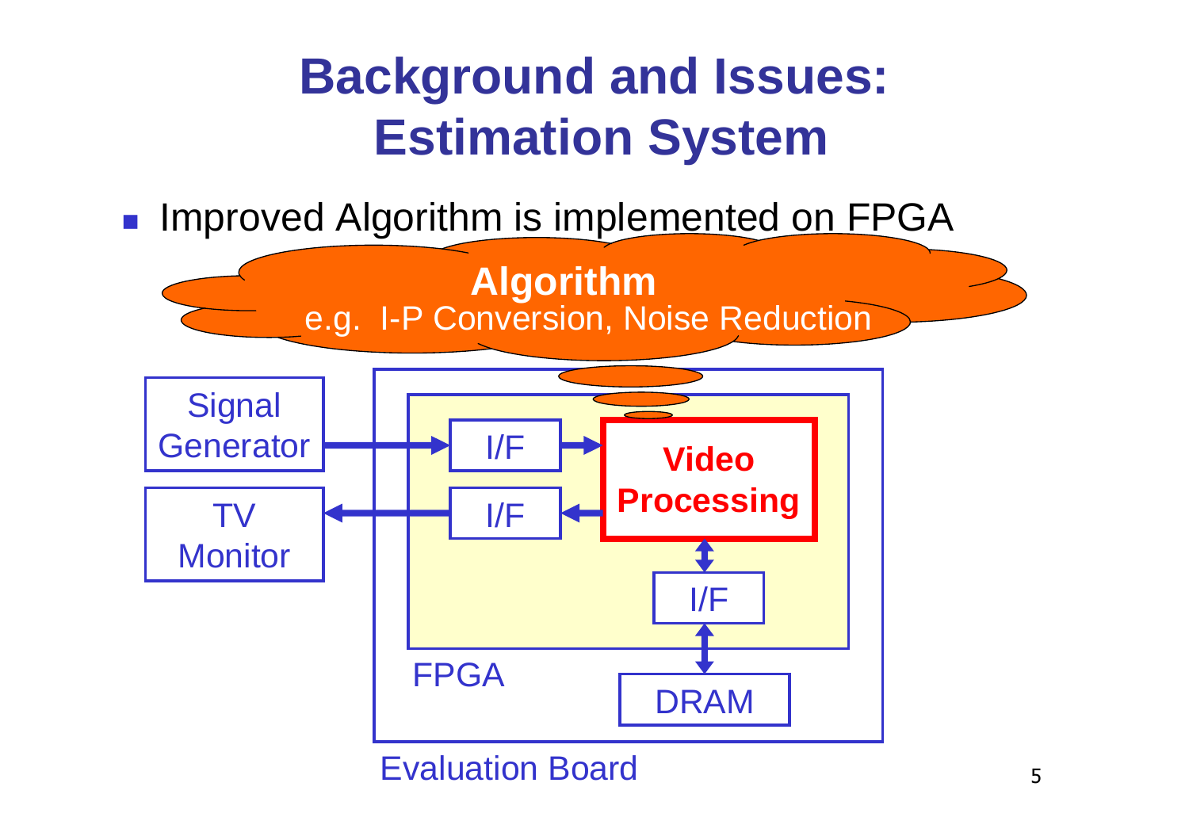# Background and Issues: Estimation System

- Improved Algorithm is implemented on FPGA

**Algorithm**
e.g. I-P Conversion, Noise Reduction

Signal Generator

TV Monitor

I/F

I/F

**Video Processing**

I/F

FPGA

DRAM

Evaluation Board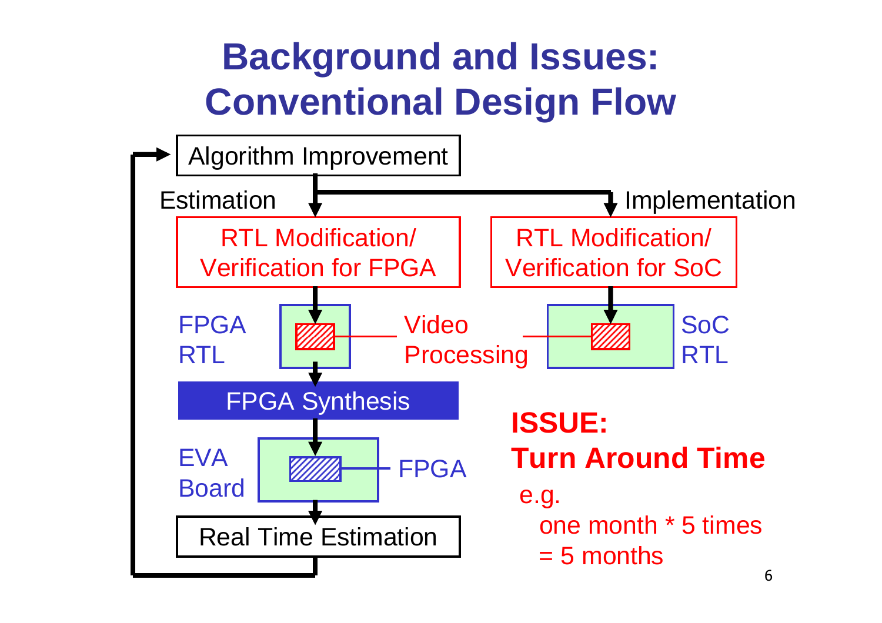# Background and Issues: Conventional Design Flow

Algorithm Improvement

Estimation

Implementation

RTL Modification/ Verification for FPGA

RTL Modification/ Verification for SoC

FPGA RTL

Video Processing

SoC RTL

FPGA Synthesis

EVA Board

FPGA

Real Time Estimation

**ISSUE:**
**Turn Around Time**

e.g.
one month * 5 times
= 5 months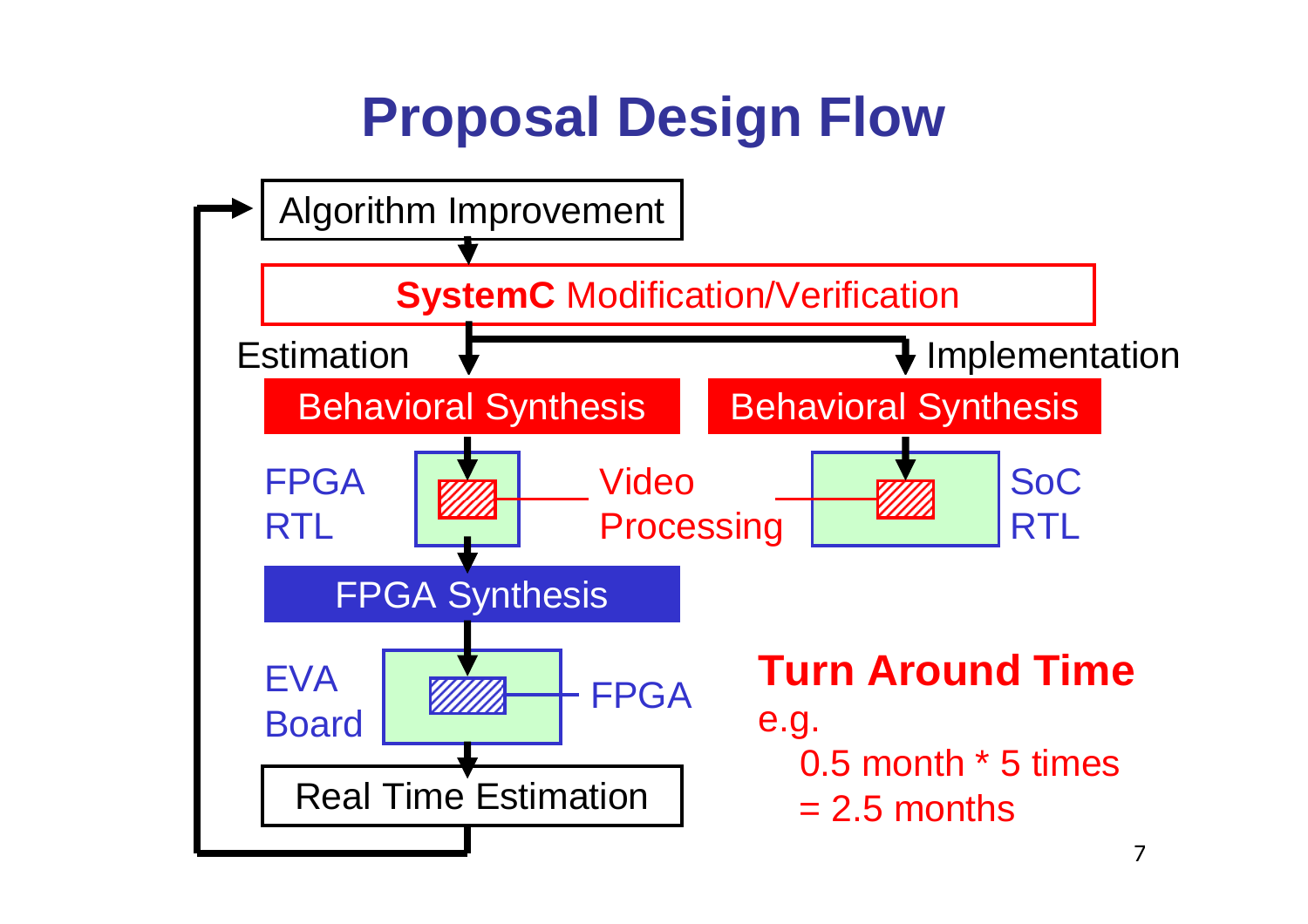# Proposal Design Flow

Algorithm Improvement

**SystemC** Modification/Verification

Estimation

Implementation

Behavioral Synthesis

Behavioral Synthesis

FPGA RTL

Video Processing

SoC RTL

FPGA Synthesis

EVA Board

FPGA

Real Time Estimation

**Turn Around Time**

e.g.

0.5 month * 5 times

= 2.5 months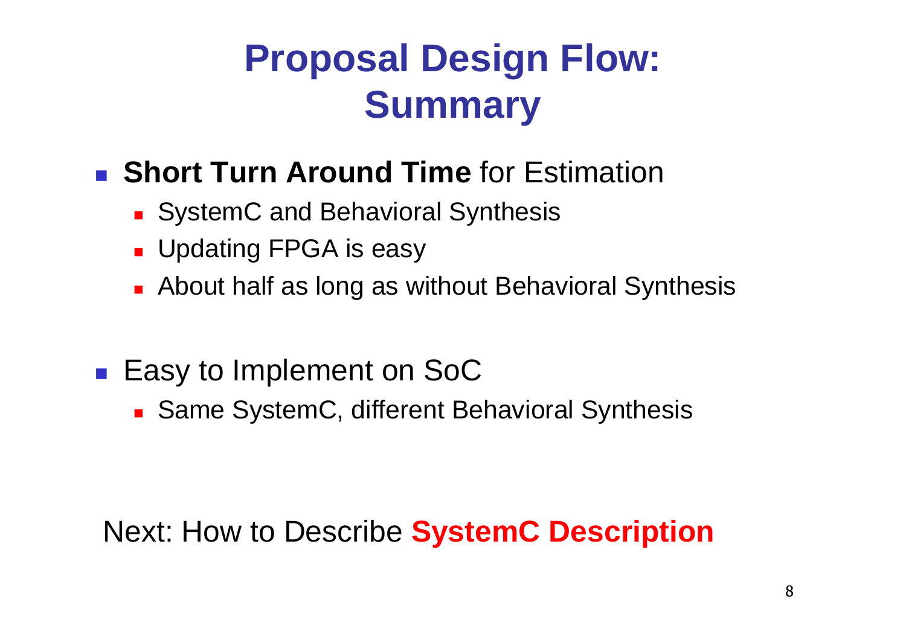# Proposal Design Flow: Summary

- **Short Turn Around Time** for Estimation
  - SystemC and Behavioral Synthesis
  - Updating FPGA is easy
  - About half as long as without Behavioral Synthesis

- Easy to Implement on SoC
  - Same SystemC, different Behavioral Synthesis

Next: How to Describe **SystemC Description**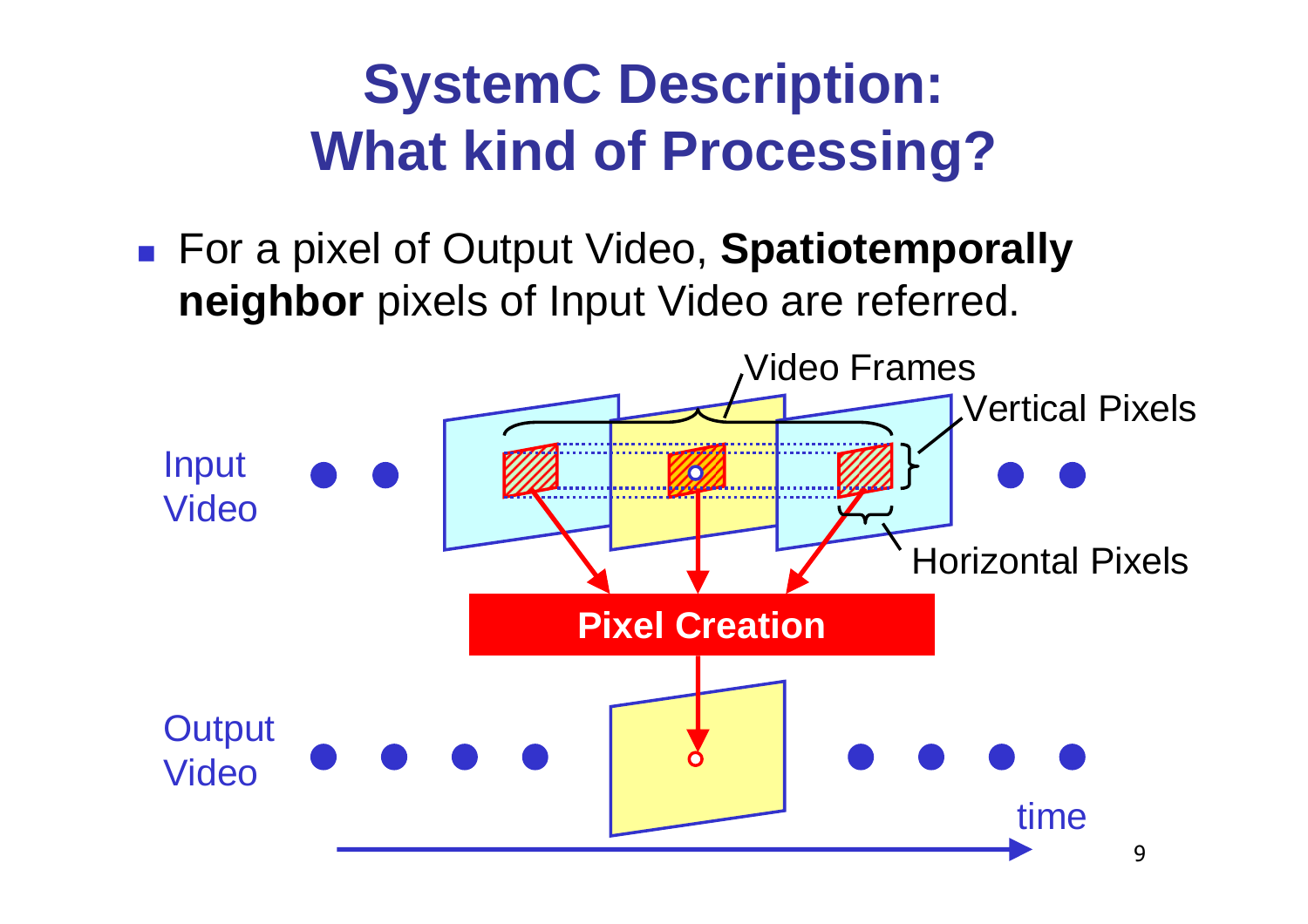# SystemC Description: What kind of Processing?

- For a pixel of Output Video, **Spatiotemporally neighbor** pixels of Input Video are referred.

Video Frames

Vertical Pixels

Input Video

Horizontal Pixels

Pixel Creation

Output Video

time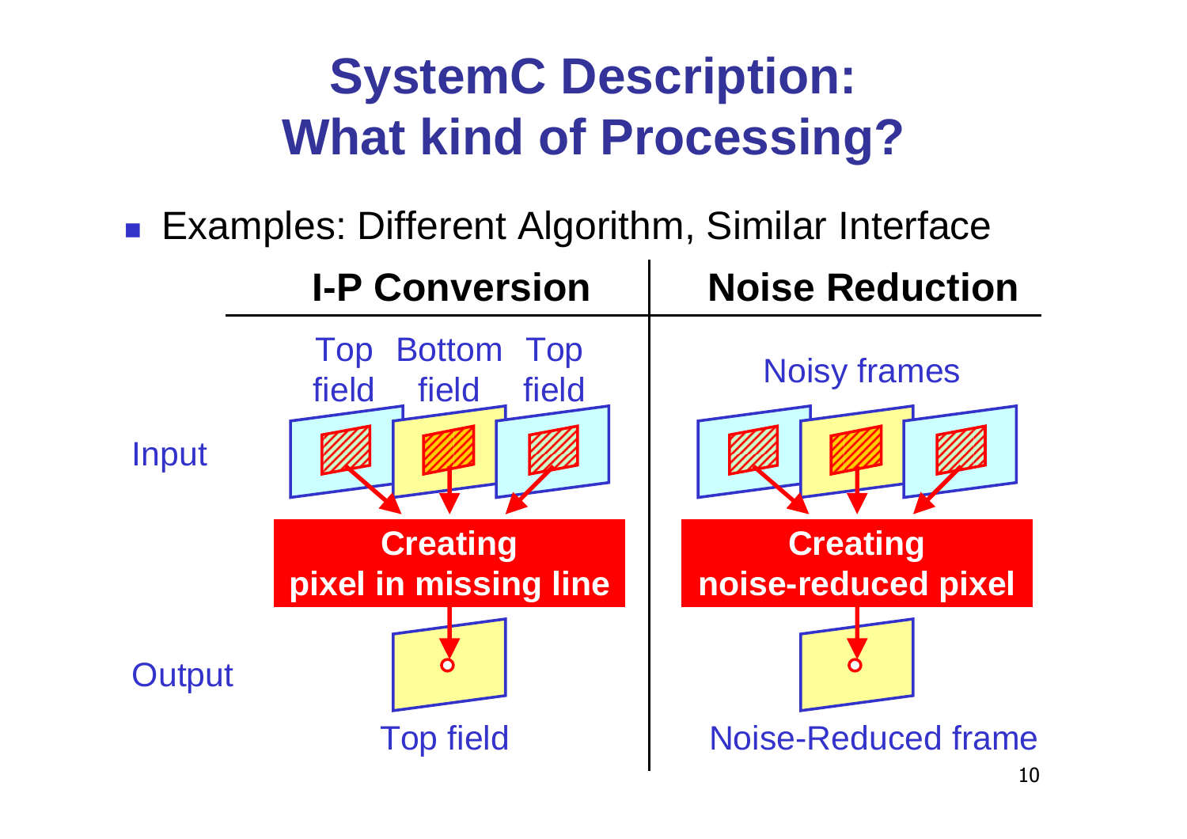# SystemC Description: What kind of Processing?

- Examples: Different Algorithm, Similar Interface

| | I-P Conversion | Noise Reduction |
|---|---|---|
| Input | Top field, Bottom field, Top field | Noisy frames |
| | Creating pixel in missing line | Creating noise-reduced pixel |
| Output | Top field | Noise-Reduced frame |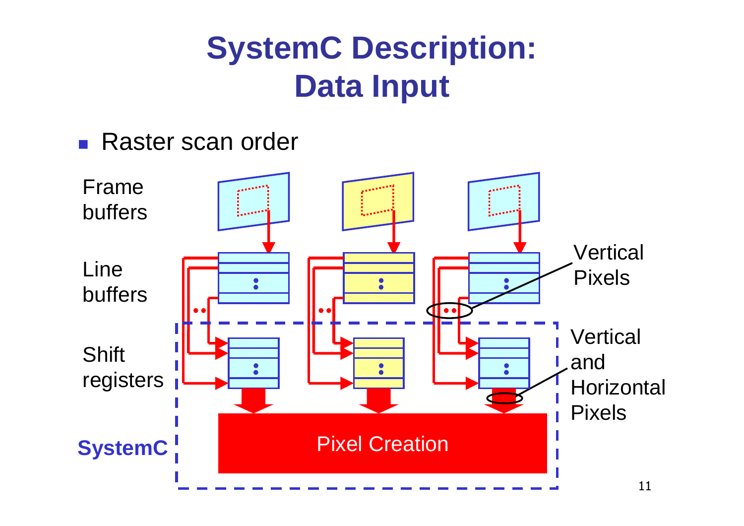# SystemC Description: Data Input

- Raster scan order

Frame buffers

Line buffers

Shift registers

SystemC

Pixel Creation

Vertical Pixels

Vertical and Horizontal Pixels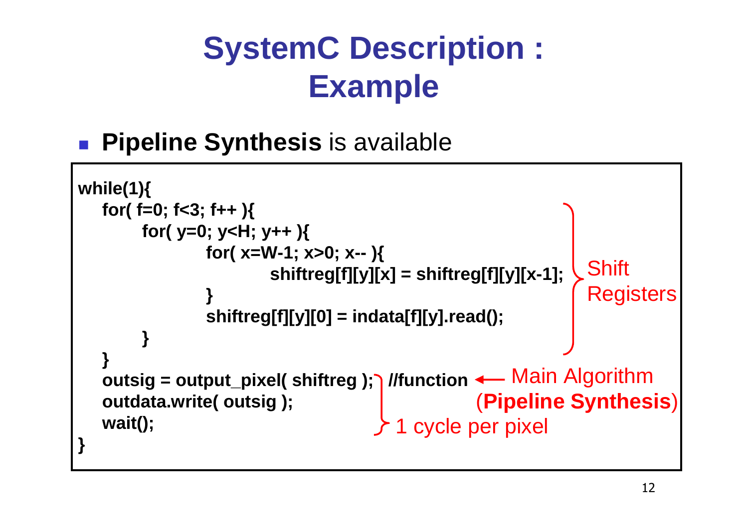# SystemC Description : Example

- **Pipeline Synthesis** is available

```
while(1){
   for( f=0; f<3; f++ ){
       for( y=0; y<H; y++ ){
           for( x=W-1; x>0; x-- ){
               shiftreg[f][y][x] = shiftreg[f][y][x-1];
           }
           shiftreg[f][y][0] = indata[f][y].read();
       }
   }
   outsig = output_pixel( shiftreg ); //function
   outdata.write( outsig );
   wait();
}
```

- The `for` loops (shift register updates): **Shift Registers**
- `outsig = output_pixel( shiftreg ); //function` ← Main Algorithm (**Pipeline Synthesis**)
- `outsig = output_pixel(...)`, `outdata.write(...)`, `wait();`: 1 cycle per pixel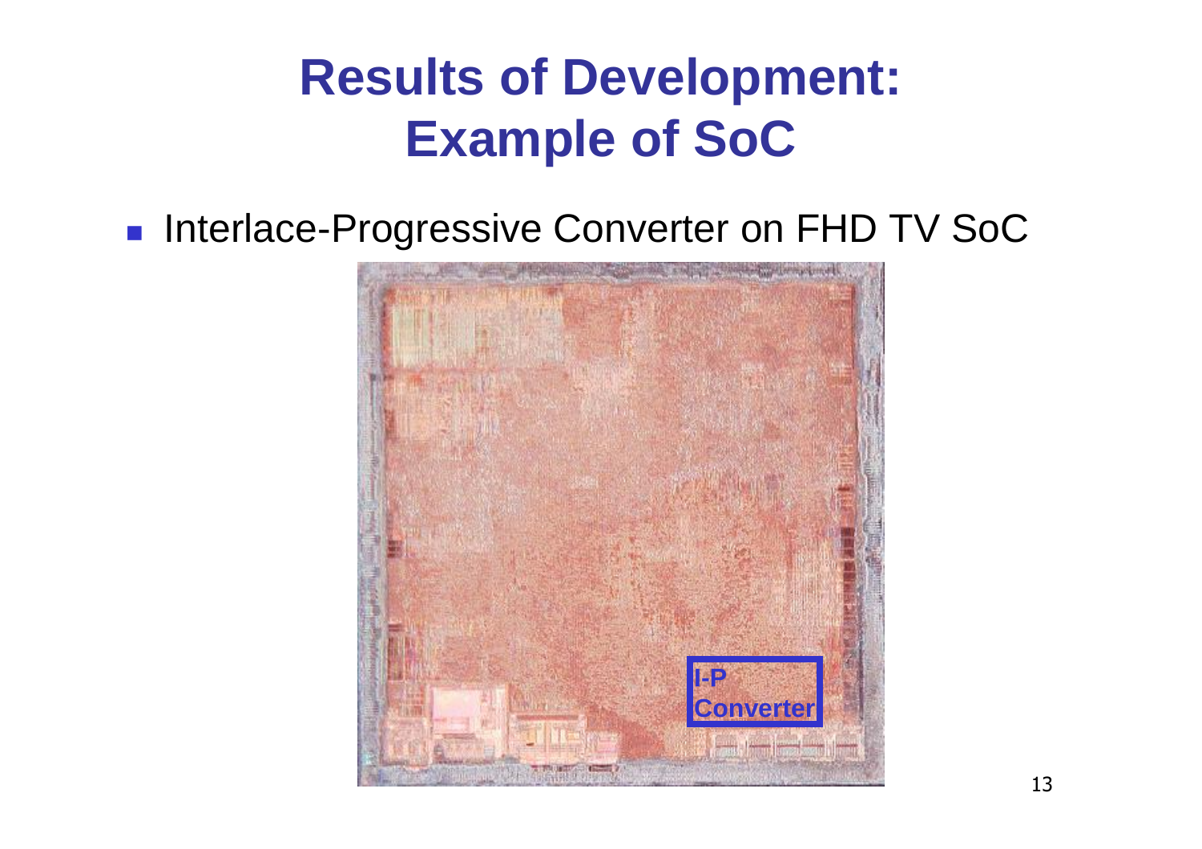# Results of Development: Example of SoC

- Interlace-Progressive Converter on FHD TV SoC

I-P Converter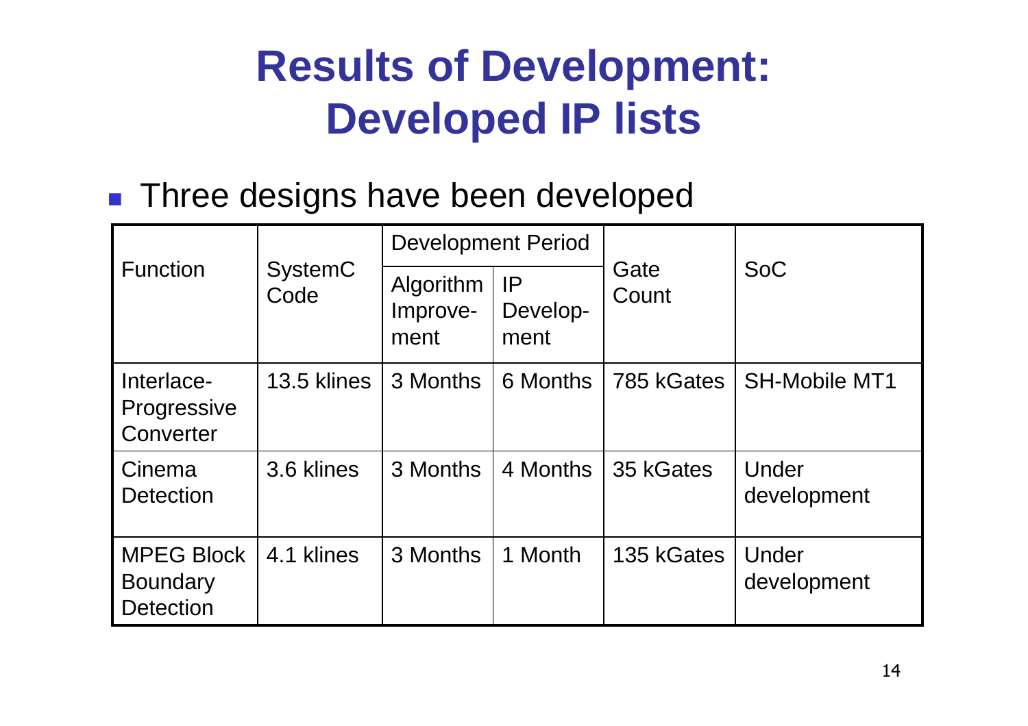# Results of Development: Developed IP lists

- Three designs have been developed

| Function | SystemC Code | Development Period | | Gate Count | SoC |
|---|---|---|---|---|---|
| | | Algorithm Improve-ment | IP Develop-ment | | |
| Interlace-Progressive Converter | 13.5 klines | 3 Months | 6 Months | 785 kGates | SH-Mobile MT1 |
| Cinema Detection | 3.6 klines | 3 Months | 4 Months | 35 kGates | Under development |
| MPEG Block Boundary Detection | 4.1 klines | 3 Months | 1 Month | 135 kGates | Under development |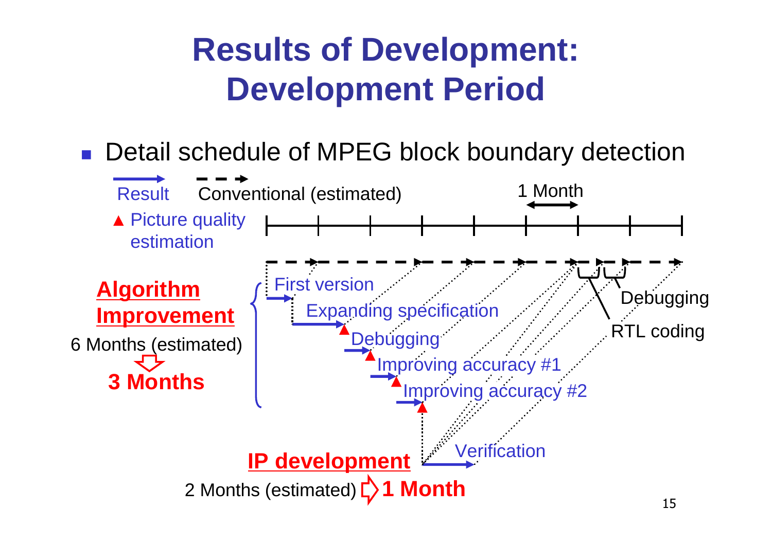# Results of Development: Development Period

- Detail schedule of MPEG block boundary detection

Result — Conventional (estimated) — 1 Month

▲ Picture quality estimation

**Algorithm Improvement**

6 Months (estimated) ⇩ **3 Months**

- First version
- Expanding specification
- Debugging
- Improving accuracy #1
- Improving accuracy #2

Debugging

RTL coding

**IP development**

Verification

2 Months (estimated) ⇨ **1 Month**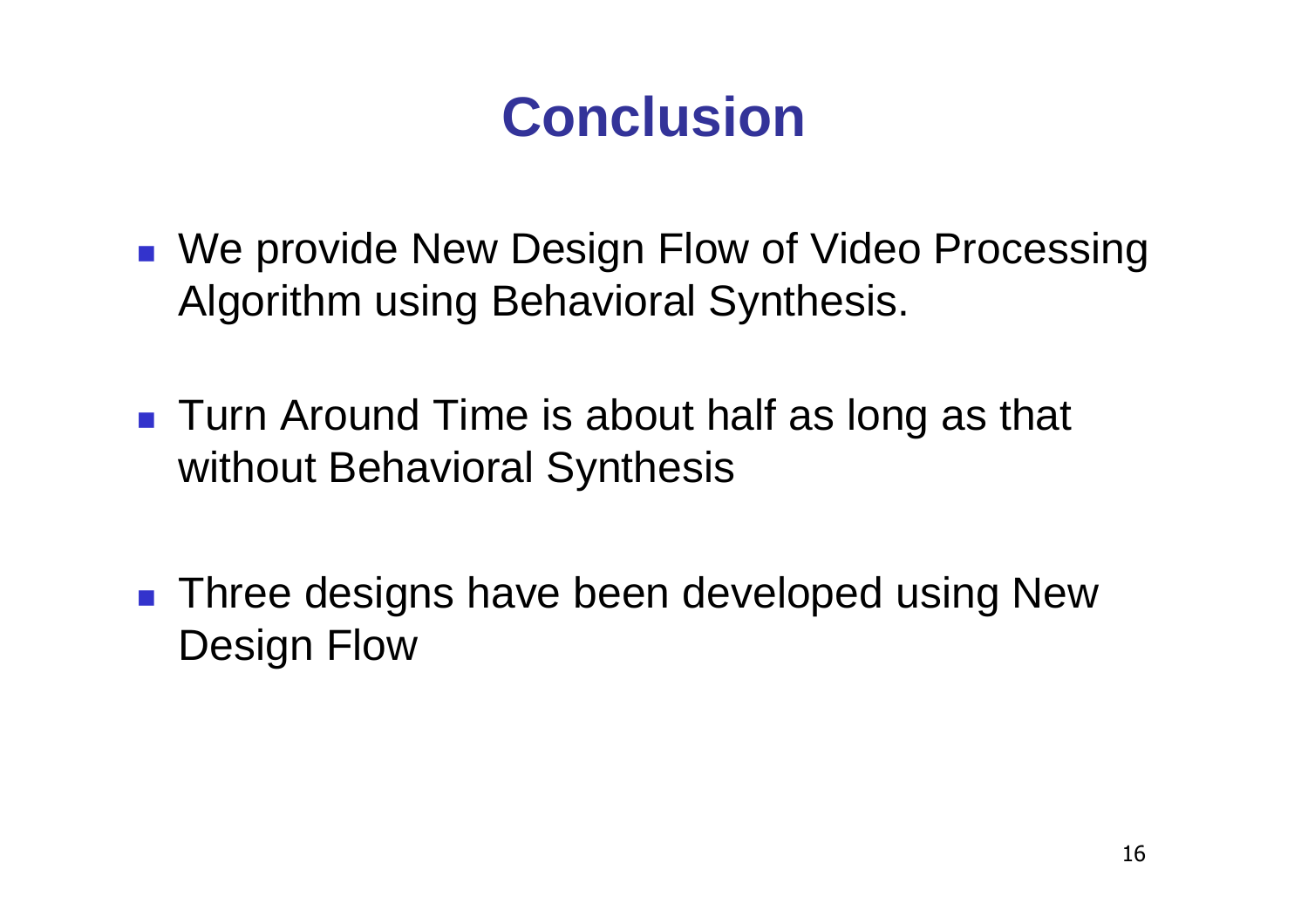# Conclusion

- We provide New Design Flow of Video Processing Algorithm using Behavioral Synthesis.
- Turn Around Time is about half as long as that without Behavioral Synthesis
- Three designs have been developed using New Design Flow